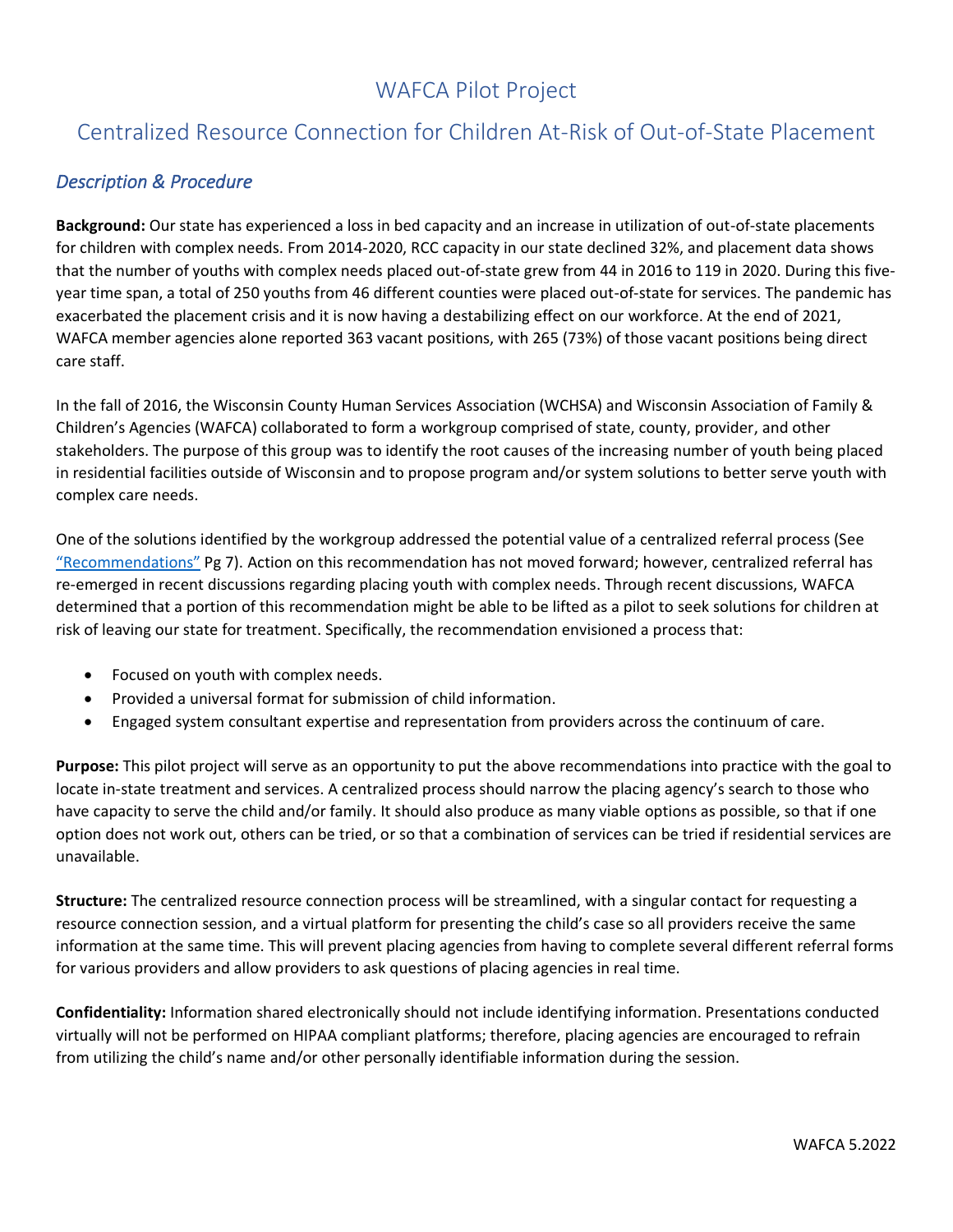# WAFCA Pilot Project

## Centralized Resource Connection for Children At-Risk of Out-of-State Placement

### *Description & Procedure*

**Background:** Our state has experienced a loss in bed capacity and an increase in utilization of out-of-state placements for children with complex needs. From 2014-2020, RCC capacity in our state declined 32%, and placement data shows that the number of youths with complex needs placed out-of-state grew from 44 in 2016 to 119 in 2020. During this five-year time span, a total of 250 youths from 46 different counties were placed out-of-state for services. The pandemic has exacerbated the placement crisis and it is now having a destabilizing effect on our workforce. At the end of 2021, WAFCA member agencies alone reported 363 vacant positions, with 265 (73%) of those vacant positions being direct care staff.

In the fall of 2016, the Wisconsin County Human Services Association (WCHSA) and Wisconsin Association of Family & Children's Agencies (WAFCA) collaborated to form a workgroup comprised of state, county, provider, and other stakeholders. The purpose of this group was to identify the root causes of the increasing number of youth being placed in residential facilities outside of Wisconsin and to propose program and/or system solutions to better serve youth with complex care needs.

One of the solutions identified by the workgroup addressed the potential value of a centralized referral process (See "Recommendations" Pg 7). Action on this recommendation has not moved forward; however, centralized referral has re-emerged in recent discussions regarding placing youth with complex needs. Through recent discussions, WAFCA determined that a portion of this recommendation might be able to be lifted as a pilot to seek solutions for children at risk of leaving our state for treatment. Specifically, the recommendation envisioned a process that:

- Focused on youth with complex needs.
- Provided a universal format for submission of child information.
- Engaged system consultant expertise and representation from providers across the continuum of care.

**Purpose:** This pilot project will serve as an opportunity to put the above recommendations into practice with the goal to locate in-state treatment and services. A centralized process should narrow the placing agency's search to those who have capacity to serve the child and/or family. It should also produce as many viable options as possible, so that if one option does not work out, others can be tried, or so that a combination of services can be tried if residential services are unavailable.

**Structure:** The centralized resource connection process will be streamlined, with a singular contact for requesting a resource connection session, and a virtual platform for presenting the child's case so all providers receive the same information at the same time. This will prevent placing agencies from having to complete several different referral forms for various providers and allow providers to ask questions of placing agencies in real time.

**Confidentiality:** Information shared electronically should not include identifying information. Presentations conducted virtually will not be performed on HIPAA compliant platforms; therefore, placing agencies are encouraged to refrain from utilizing the child's name and/or other personally identifiable information during the session.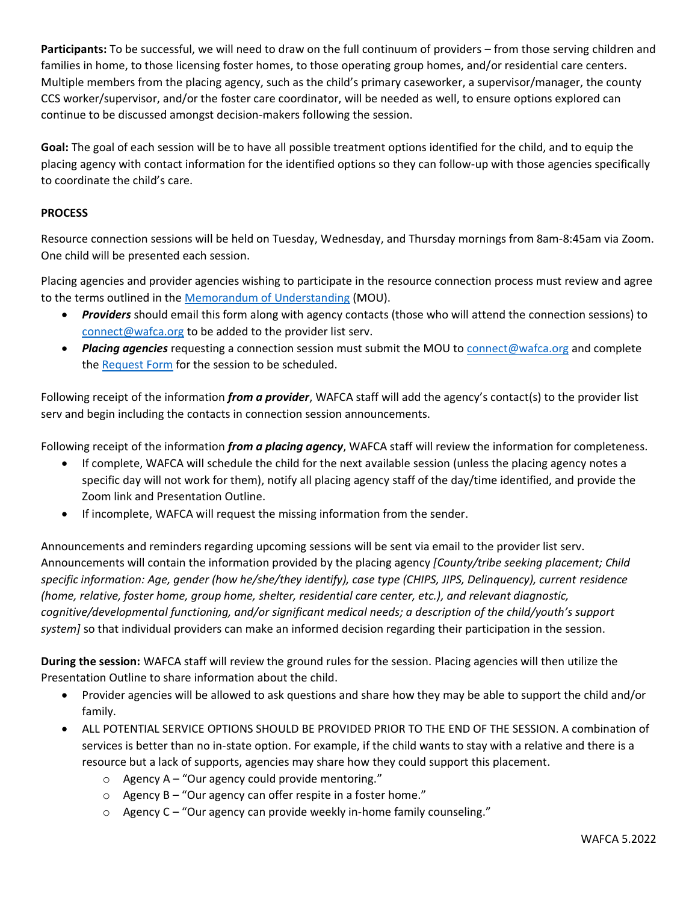**Participants:** To be successful, we will need to draw on the full continuum of providers – from those serving children and families in home, to those licensing foster homes, to those operating group homes, and/or residential care centers. Multiple members from the placing agency, such as the child's primary caseworker, a supervisor/manager, the county CCS worker/supervisor, and/or the foster care coordinator, will be needed as well, to ensure options explored can continue to be discussed amongst decision-makers following the session.

**Goal:** The goal of each session will be to have all possible treatment options identified for the child, and to equip the placing agency with contact information for the identified options so they can follow-up with those agencies specifically to coordinate the child's care.

**PROCESS**

Resource connection sessions will be held on Tuesday, Wednesday, and Thursday mornings from 8am-8:45am via Zoom. One child will be presented each session.

Placing agencies and provider agencies wishing to participate in the resource connection process must review and agree to the terms outlined in the Memorandum of Understanding (MOU).

- ***Providers*** should email this form along with agency contacts (those who will attend the connection sessions) to connect@wafca.org to be added to the provider list serv.
- ***Placing agencies*** requesting a connection session must submit the MOU to connect@wafca.org and complete the Request Form for the session to be scheduled.

Following receipt of the information ***from a provider***, WAFCA staff will add the agency's contact(s) to the provider list serv and begin including the contacts in connection session announcements.

Following receipt of the information ***from a placing agency***, WAFCA staff will review the information for completeness.

- If complete, WAFCA will schedule the child for the next available session (unless the placing agency notes a specific day will not work for them), notify all placing agency staff of the day/time identified, and provide the Zoom link and Presentation Outline.
- If incomplete, WAFCA will request the missing information from the sender.

Announcements and reminders regarding upcoming sessions will be sent via email to the provider list serv. Announcements will contain the information provided by the placing agency *[County/tribe seeking placement; Child specific information: Age, gender (how he/she/they identify), case type (CHIPS, JIPS, Delinquency), current residence (home, relative, foster home, group home, shelter, residential care center, etc.), and relevant diagnostic, cognitive/developmental functioning, and/or significant medical needs; a description of the child/youth's support system]* so that individual providers can make an informed decision regarding their participation in the session.

**During the session:** WAFCA staff will review the ground rules for the session. Placing agencies will then utilize the Presentation Outline to share information about the child.

- Provider agencies will be allowed to ask questions and share how they may be able to support the child and/or family.
- ALL POTENTIAL SERVICE OPTIONS SHOULD BE PROVIDED PRIOR TO THE END OF THE SESSION. A combination of services is better than no in-state option. For example, if the child wants to stay with a relative and there is a resource but a lack of supports, agencies may share how they could support this placement.
  - Agency A – "Our agency could provide mentoring."
  - Agency B – "Our agency can offer respite in a foster home."
  - Agency C – "Our agency can provide weekly in-home family counseling."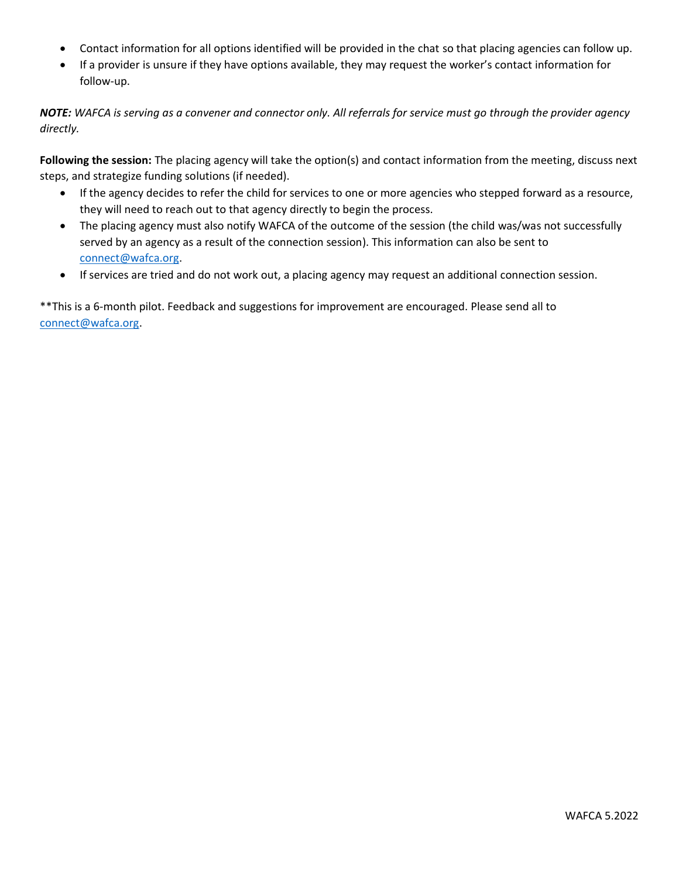- Contact information for all options identified will be provided in the chat so that placing agencies can follow up.
- If a provider is unsure if they have options available, they may request the worker's contact information for follow-up.

***NOTE:*** *WAFCA is serving as a convener and connector only. All referrals for service must go through the provider agency directly.*

**Following the session:** The placing agency will take the option(s) and contact information from the meeting, discuss next steps, and strategize funding solutions (if needed).

- If the agency decides to refer the child for services to one or more agencies who stepped forward as a resource, they will need to reach out to that agency directly to begin the process.
- The placing agency must also notify WAFCA of the outcome of the session (the child was/was not successfully served by an agency as a result of the connection session). This information can also be sent to connect@wafca.org.
- If services are tried and do not work out, a placing agency may request an additional connection session.

**This is a 6-month pilot. Feedback and suggestions for improvement are encouraged. Please send all to connect@wafca.org.

WAFCA 5.2022